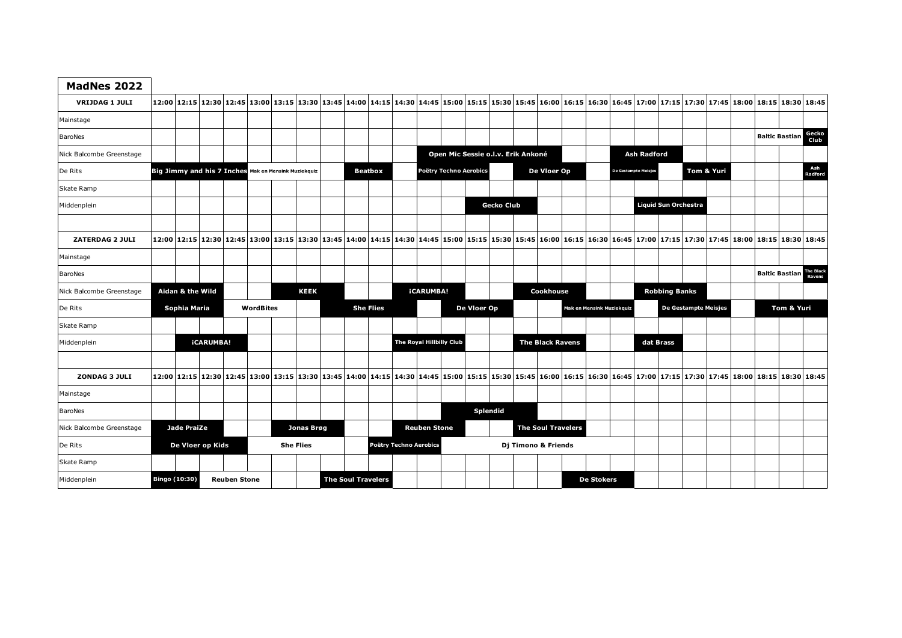# MadNes 2022

| VRIJDAG 1 JULI | 12:00 | 12:15 | 12:30 | 12:45 | 13:00 | 13:15 | 13:30 | 13:45 | 14:00 | 14:15 | 14:30 | 14:45 | 15:00 | 15:15 | 15:30 | 15:45 | 16:00 | 16:15 | 16:30 | 16:45 | 17:00 | 17:15 | 17:30 | 17:45 | 18:00 | 18:15 | 18:30 | 18:45 |
|---|---|---|---|---|---|---|---|---|---|---|---|---|---|---|---|---|---|---|---|---|---|---|---|---|---|---|---|---|
| Mainstage | | | | | | | | | | | | | | | | | | | | | | | | | | | | |
| BaroNes | | | | | | | | | | | | | | | | | | | | | | | | | | Baltic Bastian | | Gecko Club |
| Nick Balcombe Greenstage | | | | | | | | | | | | Open Mic Sessie o.l.v. Erik Ankoné | | | | | | | | Ash Radford | | | | | | | | |
| De Rits | Big Jimmy and his 7 Inches | | | | Mak en Mensink Muziekquiz | | | | Beatbox | | | Poëtry Techno Aerobics | | | | De Vloer Op | | | | De Gestampte Meisjes | | | Tom & Yuri | | | | | Ash Radford |
| Skate Ramp | | | | | | | | | | | | | | | | | | | | | | | | | | | | |
| Middenplein | | | | | | | | | | | | | | Gecko Club | | | | | | | Liquid Sun Orchestra | | | | | | | |

| ZATERDAG 2 JULI | 12:00 | 12:15 | 12:30 | 12:45 | 13:00 | 13:15 | 13:30 | 13:45 | 14:00 | 14:15 | 14:30 | 14:45 | 15:00 | 15:15 | 15:30 | 15:45 | 16:00 | 16:15 | 16:30 | 16:45 | 17:00 | 17:15 | 17:30 | 17:45 | 18:00 | 18:15 | 18:30 | 18:45 |
|---|---|---|---|---|---|---|---|---|---|---|---|---|---|---|---|---|---|---|---|---|---|---|---|---|---|---|---|---|
| Mainstage | | | | | | | | | | | | | | | | | | | | | | | | | | | | |
| BaroNes | | | | | | | | | | | | | | | | | | | | | | | | | | Baltic Bastian | | The Black Ravens |
| Nick Balcombe Greenstage | Aidan & the Wild | | | | | | KEEK | | | | iCARUMBA! | | | | | Cookhouse | | | | | Robbing Banks | | | | | | | |
| De Rits | Sophia Maria | | | WordBites | | | | | She Flies | | | | De Vloer Op | | | | | Mak en Mensink Muziekquiz | | | | De Gestampte Meisjes | | | | Tom & Yuri | | |
| Skate Ramp | | | | | | | | | | | | | | | | | | | | | | | | | | | | |
| Middenplein | | iCARUMBA! | | | | | | | | | The Royal Hillbilly Club | | | | | The Black Ravens | | | | | dat Brass | | | | | | | |

| ZONDAG 3 JULI | 12:00 | 12:15 | 12:30 | 12:45 | 13:00 | 13:15 | 13:30 | 13:45 | 14:00 | 14:15 | 14:30 | 14:45 | 15:00 | 15:15 | 15:30 | 15:45 | 16:00 | 16:15 | 16:30 | 16:45 | 17:00 | 17:15 | 17:30 | 17:45 | 18:00 | 18:15 | 18:30 | 18:45 |
|---|---|---|---|---|---|---|---|---|---|---|---|---|---|---|---|---|---|---|---|---|---|---|---|---|---|---|---|---|
| Mainstage | | | | | | | | | | | | | | | | | | | | | | | | | | | | |
| BaroNes | | | | | | | | | | | | | | Splendid | | | | | | | | | | | | | | |
| Nick Balcombe Greenstage | Jade PraiZe | | | | | Jonas Brøg | | | | | Reuben Stone | | | | | The Soul Travelers | | | | | | | | | | | | |
| De Rits | De Vloer op Kids | | | | | She Flies | | | | Poëtry Techno Aerobics | | | | Dj Timono & Friends | | | | | | | | | | | | | | |
| Skate Ramp | | | | | | | | | | | | | | | | | | | | | | | | | | | | |
| Middenplein | Bingo (10:30) | | Reuben Stone | | | | | The Soul Travelers | | | | | | | | | | De Stokers | | | | | | | | | | |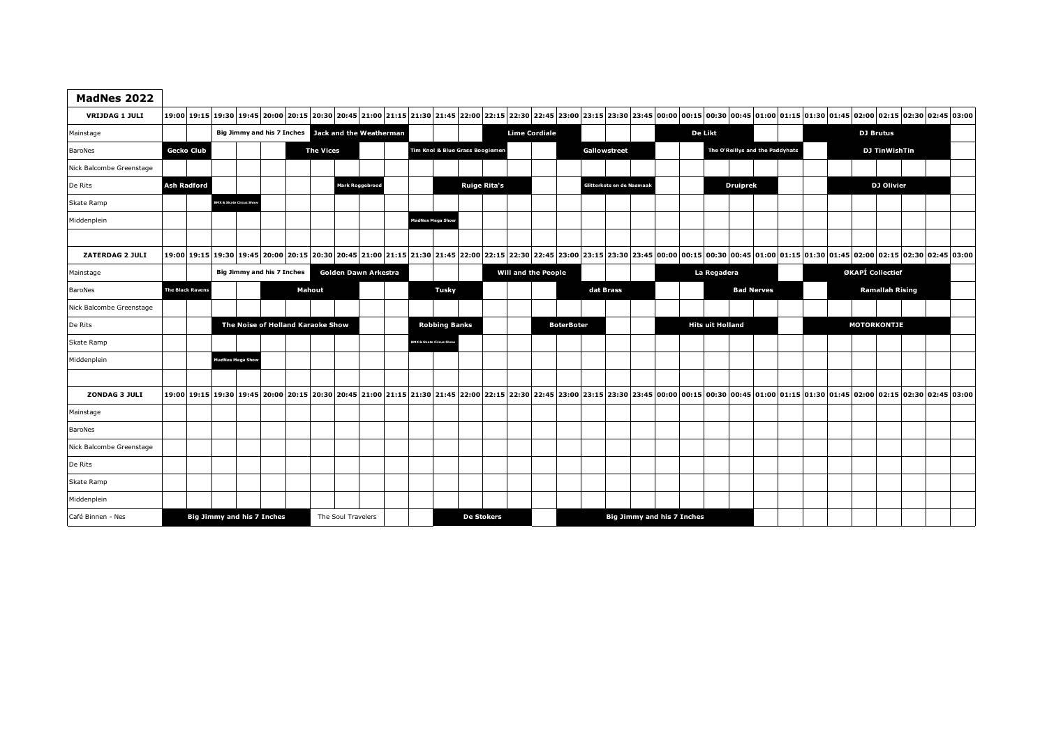# MadNes 2022

| VRIJDAG 1 JULI | 19:00 | 19:15 | 19:30 | 19:45 | 20:00 | 20:15 | 20:30 | 20:45 | 21:00 | 21:15 | 21:30 | 21:45 | 22:00 | 22:15 | 22:30 | 22:45 | 23:00 | 23:15 | 23:30 | 23:45 | 00:00 | 00:15 | 00:30 | 00:45 | 01:00 | 01:15 | 01:30 | 01:45 | 02:00 | 02:15 | 02:30 | 02:45 | 03:00 |
|---|---|---|---|---|---|---|---|---|---|---|---|---|---|---|---|---|---|---|---|---|---|---|---|---|---|---|---|---|---|---|---|---|---|
| Mainstage | | | Big Jimmy and his 7 Inches | | | | Jack and the Weatherman | | | | | | | Lime Cordiale | | | | | | De Likt | | | | | | | DJ Brutus | | | | | | |
| BaroNes | Gecko Club | | | | | The Vices | | | | | Tim Knol & Blue Grass Boogiemen | | | | | | | Gallowstreet | | | | The O'Reillys and the Paddyhats | | | | | | DJ TinWishTin | | | | | |
| Nick Balcombe Greenstage | | | | | | | | | | | | | | | | | | | | | | | | | | | | | | | | | |
| De Rits | Ash Radford | | | | | | | Mark Roggebrood | | | | Ruige Rita's | | | | | | Glitterkots en de Nasmaak | | | | Druiprek | | | | | | DJ Olivier | | | | | |
| Skate Ramp | | | BMX & Skate Circus Show | | | | | | | | | | | | | | | | | | | | | | | | | | | | | | |
| Middenplein | | | | | | | | | | | MadNes Mega Show | | | | | | | | | | | | | | | | | | | | | | |

| ZATERDAG 2 JULI | 19:00 | 19:15 | 19:30 | 19:45 | 20:00 | 20:15 | 20:30 | 20:45 | 21:00 | 21:15 | 21:30 | 21:45 | 22:00 | 22:15 | 22:30 | 22:45 | 23:00 | 23:15 | 23:30 | 23:45 | 00:00 | 00:15 | 00:30 | 00:45 | 01:00 | 01:15 | 01:30 | 01:45 | 02:00 | 02:15 | 02:30 | 02:45 | 03:00 |
|---|---|---|---|---|---|---|---|---|---|---|---|---|---|---|---|---|---|---|---|---|---|---|---|---|---|---|---|---|---|---|---|---|---|
| Mainstage | | | Big Jimmy and his 7 Inches | | | | Golden Dawn Arkestra | | | | | | | Will and the People | | | | | | La Regadera | | | | | | | ØKAPÍ Collectief | | | | | | |
| BaroNes | The Black Ravens | | | | Mahout | | | | | | Tusky | | | | | | dat Brass | | | | | Bad Nerves | | | | | | Ramallah Rising | | | | | |
| Nick Balcombe Greenstage | | | | | | | | | | | | | | | | | | | | | | | | | | | | | | | | | |
| De Rits | | | The Noise of Holland Karaoke Show | | | | | | | | Robbing Banks | | | | | BoterBoter | | | | Hits uit Holland | | | | | | | MOTORKONTJE | | | | | | |
| Skate Ramp | | | | | | | | | | | BMX & Skate Circus Show | | | | | | | | | | | | | | | | | | | | | | |
| Middenplein | | | MadNes Mega Show | | | | | | | | | | | | | | | | | | | | | | | | | | | | | | |

| ZONDAG 3 JULI | 19:00 | 19:15 | 19:30 | 19:45 | 20:00 | 20:15 | 20:30 | 20:45 | 21:00 | 21:15 | 21:30 | 21:45 | 22:00 | 22:15 | 22:30 | 22:45 | 23:00 | 23:15 | 23:30 | 23:45 | 00:00 | 00:15 | 00:30 | 00:45 | 01:00 | 01:15 | 01:30 | 01:45 | 02:00 | 02:15 | 02:30 | 02:45 | 03:00 |
|---|---|---|---|---|---|---|---|---|---|---|---|---|---|---|---|---|---|---|---|---|---|---|---|---|---|---|---|---|---|---|---|---|---|
| Mainstage | | | | | | | | | | | | | | | | | | | | | | | | | | | | | | | | | |
| BaroNes | | | | | | | | | | | | | | | | | | | | | | | | | | | | | | | | | |
| Nick Balcombe Greenstage | | | | | | | | | | | | | | | | | | | | | | | | | | | | | | | | | |
| De Rits | | | | | | | | | | | | | | | | | | | | | | | | | | | | | | | | | |
| Skate Ramp | | | | | | | | | | | | | | | | | | | | | | | | | | | | | | | | | |
| Middenplein | | | | | | | | | | | | | | | | | | | | | | | | | | | | | | | | | |
| Café Binnen - Nes | Big Jimmy and his 7 Inches | | | | | | The Soul Travelers | | | | | De Stokers | | | | | Big Jimmy and his 7 Inches | | | | | | | | | | | | | | | | |